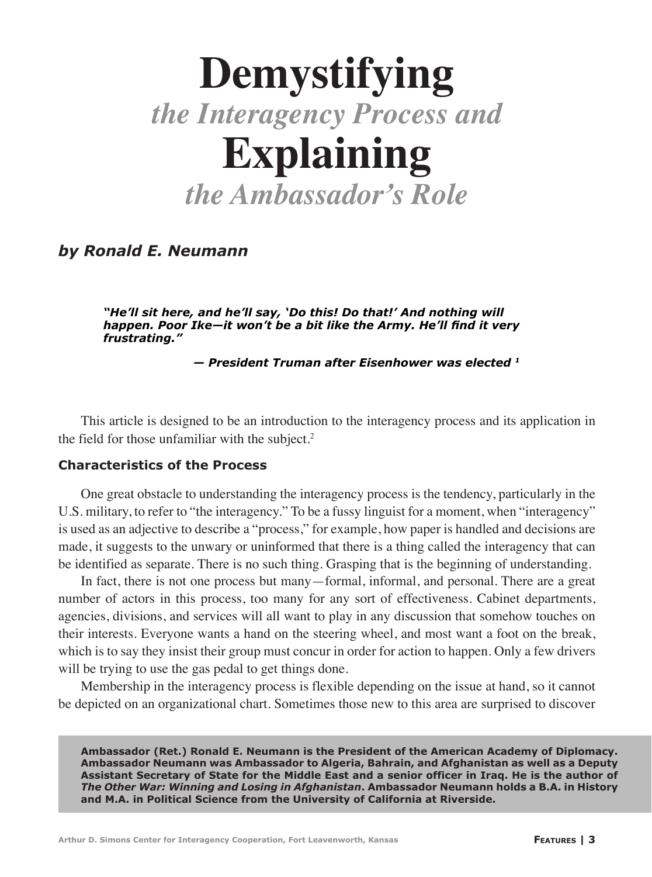# Demystifying *the Interagency Process and* Explaining *the Ambassador's Role*

***by Ronald E. Neumann***

> ***"He'll sit here, and he'll say, 'Do this! Do that!' And nothing will happen. Poor Ike—it won't be a bit like the Army. He'll find it very frustrating."***
>
> ***— President Truman after Eisenhower was elected [1]***

This article is designed to be an introduction to the interagency process and its application in the field for those unfamiliar with the subject.[2]

### Characteristics of the Process

One great obstacle to understanding the interagency process is the tendency, particularly in the U.S. military, to refer to "the interagency." To be a fussy linguist for a moment, when "interagency" is used as an adjective to describe a "process," for example, how paper is handled and decisions are made, it suggests to the unwary or uninformed that there is a thing called the interagency that can be identified as separate. There is no such thing. Grasping that is the beginning of understanding.

In fact, there is not one process but many—formal, informal, and personal. There are a great number of actors in this process, too many for any sort of effectiveness. Cabinet departments, agencies, divisions, and services will all want to play in any discussion that somehow touches on their interests. Everyone wants a hand on the steering wheel, and most want a foot on the break, which is to say they insist their group must concur in order for action to happen. Only a few drivers will be trying to use the gas pedal to get things done.

Membership in the interagency process is flexible depending on the issue at hand, so it cannot be depicted on an organizational chart. Sometimes those new to this area are surprised to discover

**Ambassador (Ret.) Ronald E. Neumann is the President of the American Academy of Diplomacy. Ambassador Neumann was Ambassador to Algeria, Bahrain, and Afghanistan as well as a Deputy Assistant Secretary of State for the Middle East and a senior officer in Iraq. He is the author of *The Other War: Winning and Losing in Afghanistan*. Ambassador Neumann holds a B.A. in History and M.A. in Political Science from the University of California at Riverside.**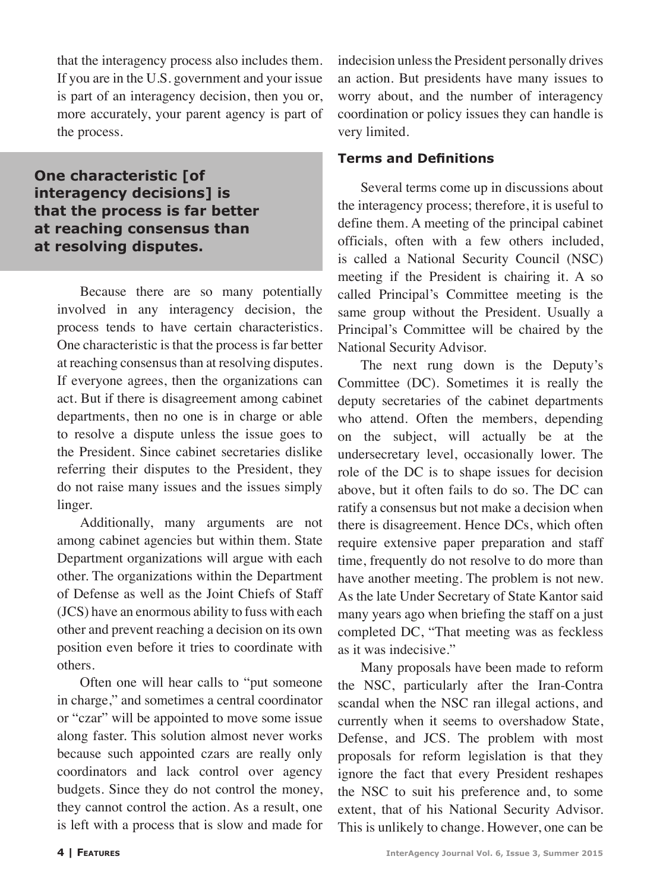that the interagency process also includes them. If you are in the U.S. government and your issue is part of an interagency decision, then you or, more accurately, your parent agency is part of the process.

> **One characteristic [of interagency decisions] is that the process is far better at reaching consensus than at resolving disputes.**

Because there are so many potentially involved in any interagency decision, the process tends to have certain characteristics. One characteristic is that the process is far better at reaching consensus than at resolving disputes. If everyone agrees, then the organizations can act. But if there is disagreement among cabinet departments, then no one is in charge or able to resolve a dispute unless the issue goes to the President. Since cabinet secretaries dislike referring their disputes to the President, they do not raise many issues and the issues simply linger.

Additionally, many arguments are not among cabinet agencies but within them. State Department organizations will argue with each other. The organizations within the Department of Defense as well as the Joint Chiefs of Staff (JCS) have an enormous ability to fuss with each other and prevent reaching a decision on its own position even before it tries to coordinate with others.

Often one will hear calls to "put someone in charge," and sometimes a central coordinator or "czar" will be appointed to move some issue along faster. This solution almost never works because such appointed czars are really only coordinators and lack control over agency budgets. Since they do not control the money, they cannot control the action. As a result, one is left with a process that is slow and made for indecision unless the President personally drives an action. But presidents have many issues to worry about, and the number of interagency coordination or policy issues they can handle is very limited.

### Terms and Definitions

Several terms come up in discussions about the interagency process; therefore, it is useful to define them. A meeting of the principal cabinet officials, often with a few others included, is called a National Security Council (NSC) meeting if the President is chairing it. A so called Principal's Committee meeting is the same group without the President. Usually a Principal's Committee will be chaired by the National Security Advisor.

The next rung down is the Deputy's Committee (DC). Sometimes it is really the deputy secretaries of the cabinet departments who attend. Often the members, depending on the subject, will actually be at the undersecretary level, occasionally lower. The role of the DC is to shape issues for decision above, but it often fails to do so. The DC can ratify a consensus but not make a decision when there is disagreement. Hence DCs, which often require extensive paper preparation and staff time, frequently do not resolve to do more than have another meeting. The problem is not new. As the late Under Secretary of State Kantor said many years ago when briefing the staff on a just completed DC, "That meeting was as feckless as it was indecisive."

Many proposals have been made to reform the NSC, particularly after the Iran-Contra scandal when the NSC ran illegal actions, and currently when it seems to overshadow State, Defense, and JCS. The problem with most proposals for reform legislation is that they ignore the fact that every President reshapes the NSC to suit his preference and, to some extent, that of his National Security Advisor. This is unlikely to change. However, one can be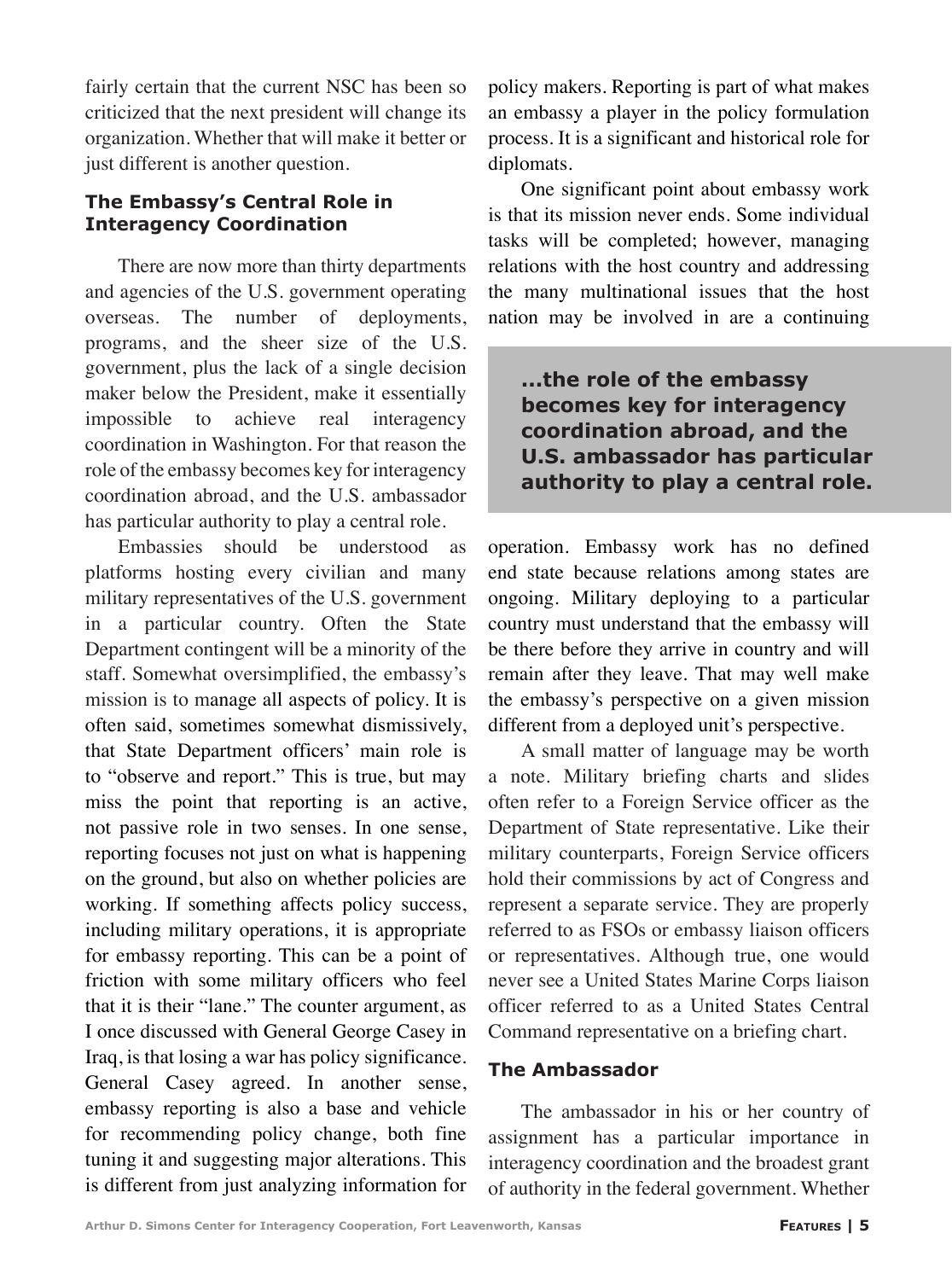fairly certain that the current NSC has been so criticized that the next president will change its organization. Whether that will make it better or just different is another question.

### The Embassy's Central Role in Interagency Coordination

There are now more than thirty departments and agencies of the U.S. government operating overseas. The number of deployments, programs, and the sheer size of the U.S. government, plus the lack of a single decision maker below the President, make it essentially impossible to achieve real interagency coordination in Washington. For that reason the role of the embassy becomes key for interagency coordination abroad, and the U.S. ambassador has particular authority to play a central role.

Embassies should be understood as platforms hosting every civilian and many military representatives of the U.S. government in a particular country. Often the State Department contingent will be a minority of the staff. Somewhat oversimplified, the embassy's mission is to manage all aspects of policy. It is often said, sometimes somewhat dismissively, that State Department officers' main role is to "observe and report." This is true, but may miss the point that reporting is an active, not passive role in two senses. In one sense, reporting focuses not just on what is happening on the ground, but also on whether policies are working. If something affects policy success, including military operations, it is appropriate for embassy reporting. This can be a point of friction with some military officers who feel that it is their "lane." The counter argument, as I once discussed with General George Casey in Iraq, is that losing a war has policy significance. General Casey agreed. In another sense, embassy reporting is also a base and vehicle for recommending policy change, both fine tuning it and suggesting major alterations. This is different from just analyzing information for policy makers. Reporting is part of what makes an embassy a player in the policy formulation process. It is a significant and historical role for diplomats.

One significant point about embassy work is that its mission never ends. Some individual tasks will be completed; however, managing relations with the host country and addressing the many multinational issues that the host nation may be involved in are a continuing operation. Embassy work has no defined end state because relations among states are ongoing. Military deploying to a particular country must understand that the embassy will be there before they arrive in country and will remain after they leave. That may well make the embassy's perspective on a given mission different from a deployed unit's perspective.

> **...the role of the embassy becomes key for interagency coordination abroad, and the U.S. ambassador has particular authority to play a central role.**

A small matter of language may be worth a note. Military briefing charts and slides often refer to a Foreign Service officer as the Department of State representative. Like their military counterparts, Foreign Service officers hold their commissions by act of Congress and represent a separate service. They are properly referred to as FSOs or embassy liaison officers or representatives. Although true, one would never see a United States Marine Corps liaison officer referred to as a United States Central Command representative on a briefing chart.

### The Ambassador

The ambassador in his or her country of assignment has a particular importance in interagency coordination and the broadest grant of authority in the federal government. Whether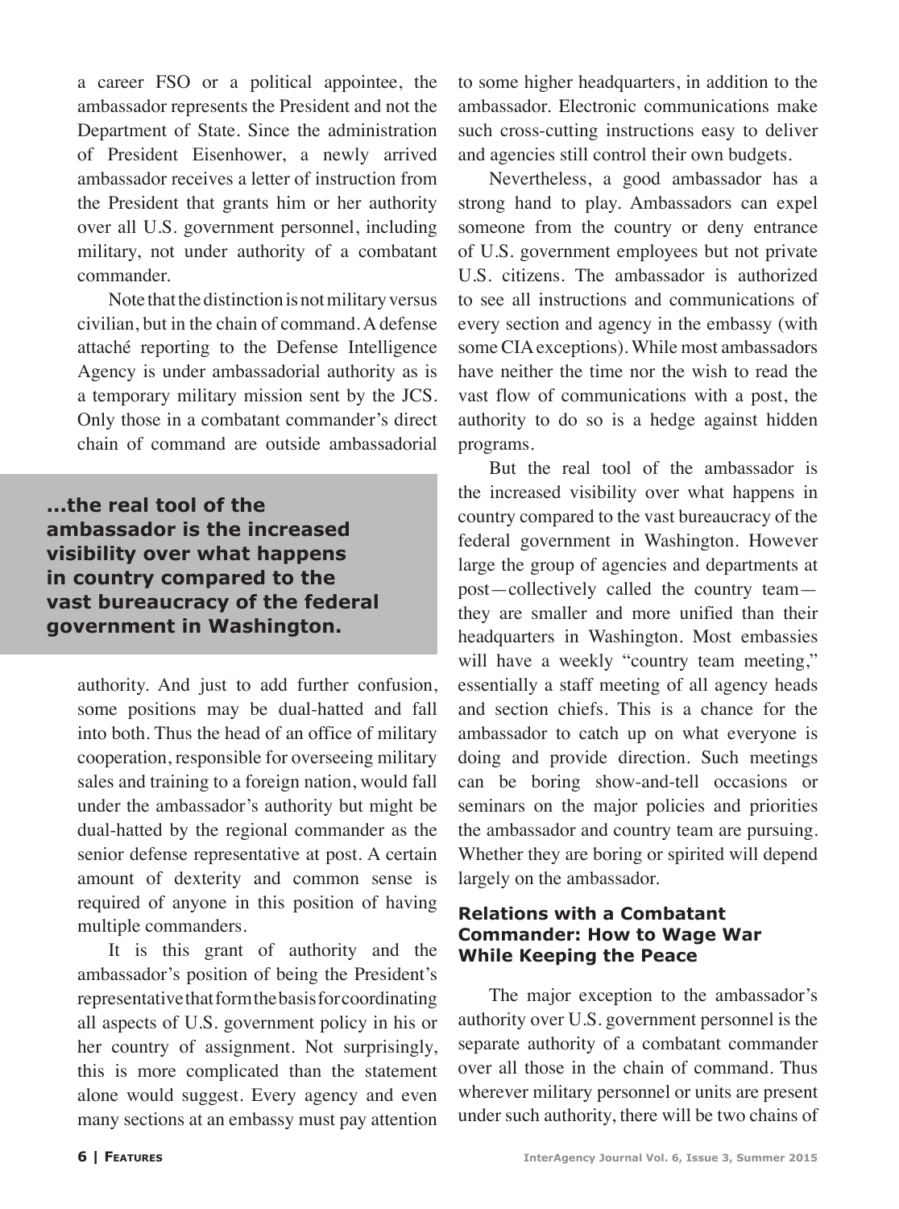a career FSO or a political appointee, the ambassador represents the President and not the Department of State. Since the administration of President Eisenhower, a newly arrived ambassador receives a letter of instruction from the President that grants him or her authority over all U.S. government personnel, including military, not under authority of a combatant commander.

Note that the distinction is not military versus civilian, but in the chain of command. A defense attaché reporting to the Defense Intelligence Agency is under ambassadorial authority as is a temporary military mission sent by the JCS. Only those in a combatant commander's direct chain of command are outside ambassadorial authority. And just to add further confusion, some positions may be dual-hatted and fall into both. Thus the head of an office of military cooperation, responsible for overseeing military sales and training to a foreign nation, would fall under the ambassador's authority but might be dual-hatted by the regional commander as the senior defense representative at post. A certain amount of dexterity and common sense is required of anyone in this position of having multiple commanders.

**...the real tool of the ambassador is the increased visibility over what happens in country compared to the vast bureaucracy of the federal government in Washington.**

It is this grant of authority and the ambassador's position of being the President's representative that form the basis for coordinating all aspects of U.S. government policy in his or her country of assignment. Not surprisingly, this is more complicated than the statement alone would suggest. Every agency and even many sections at an embassy must pay attention to some higher headquarters, in addition to the ambassador. Electronic communications make such cross-cutting instructions easy to deliver and agencies still control their own budgets.

Nevertheless, a good ambassador has a strong hand to play. Ambassadors can expel someone from the country or deny entrance of U.S. government employees but not private U.S. citizens. The ambassador is authorized to see all instructions and communications of every section and agency in the embassy (with some CIA exceptions). While most ambassadors have neither the time nor the wish to read the vast flow of communications with a post, the authority to do so is a hedge against hidden programs.

But the real tool of the ambassador is the increased visibility over what happens in country compared to the vast bureaucracy of the federal government in Washington. However large the group of agencies and departments at post—collectively called the country team—they are smaller and more unified than their headquarters in Washington. Most embassies will have a weekly "country team meeting," essentially a staff meeting of all agency heads and section chiefs. This is a chance for the ambassador to catch up on what everyone is doing and provide direction. Such meetings can be boring show-and-tell occasions or seminars on the major policies and priorities the ambassador and country team are pursuing. Whether they are boring or spirited will depend largely on the ambassador.

### Relations with a Combatant Commander: How to Wage War While Keeping the Peace

The major exception to the ambassador's authority over U.S. government personnel is the separate authority of a combatant commander over all those in the chain of command. Thus wherever military personnel or units are present under such authority, there will be two chains of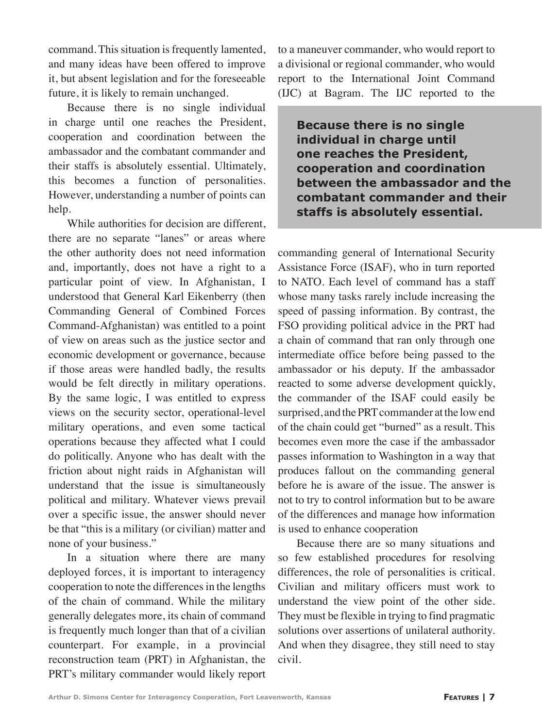command. This situation is frequently lamented, and many ideas have been offered to improve it, but absent legislation and for the foreseeable future, it is likely to remain unchanged.

Because there is no single individual in charge until one reaches the President, cooperation and coordination between the ambassador and the combatant commander and their staffs is absolutely essential. Ultimately, this becomes a function of personalities. However, understanding a number of points can help.

While authorities for decision are different, there are no separate "lanes" or areas where the other authority does not need information and, importantly, does not have a right to a particular point of view. In Afghanistan, I understood that General Karl Eikenberry (then Commanding General of Combined Forces Command-Afghanistan) was entitled to a point of view on areas such as the justice sector and economic development or governance, because if those areas were handled badly, the results would be felt directly in military operations. By the same logic, I was entitled to express views on the security sector, operational-level military operations, and even some tactical operations because they affected what I could do politically. Anyone who has dealt with the friction about night raids in Afghanistan will understand that the issue is simultaneously political and military. Whatever views prevail over a specific issue, the answer should never be that "this is a military (or civilian) matter and none of your business."

In a situation where there are many deployed forces, it is important to interagency cooperation to note the differences in the lengths of the chain of command. While the military generally delegates more, its chain of command is frequently much longer than that of a civilian counterpart. For example, in a provincial reconstruction team (PRT) in Afghanistan, the PRT's military commander would likely report to a maneuver commander, who would report to a divisional or regional commander, who would report to the International Joint Command (IJC) at Bagram. The IJC reported to the commanding general of International Security Assistance Force (ISAF), who in turn reported to NATO. Each level of command has a staff whose many tasks rarely include increasing the speed of passing information. By contrast, the FSO providing political advice in the PRT had a chain of command that ran only through one intermediate office before being passed to the ambassador or his deputy. If the ambassador reacted to some adverse development quickly, the commander of the ISAF could easily be surprised, and the PRT commander at the low end of the chain could get "burned" as a result. This becomes even more the case if the ambassador passes information to Washington in a way that produces fallout on the commanding general before he is aware of the issue. The answer is not to try to control information but to be aware of the differences and manage how information is used to enhance cooperation

> **Because there is no single individual in charge until one reaches the President, cooperation and coordination between the ambassador and the combatant commander and their staffs is absolutely essential.**

Because there are so many situations and so few established procedures for resolving differences, the role of personalities is critical. Civilian and military officers must work to understand the view point of the other side. They must be flexible in trying to find pragmatic solutions over assertions of unilateral authority. And when they disagree, they still need to stay civil.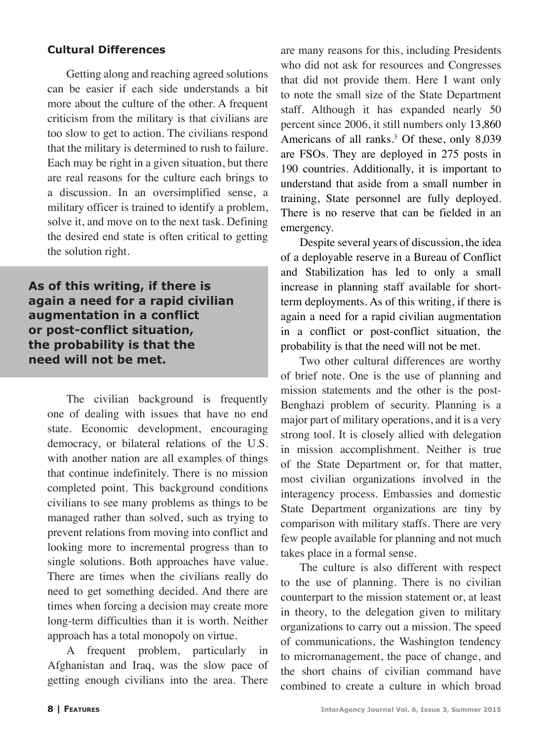### Cultural Differences

Getting along and reaching agreed solutions can be easier if each side understands a bit more about the culture of the other. A frequent criticism from the military is that civilians are too slow to get to action. The civilians respond that the military is determined to rush to failure. Each may be right in a given situation, but there are real reasons for the culture each brings to a discussion. In an oversimplified sense, a military officer is trained to identify a problem, solve it, and move on to the next task. Defining the desired end state is often critical to getting the solution right.

**As of this writing, if there is again a need for a rapid civilian augmentation in a conflict or post-conflict situation, the probability is that the need will not be met.**

The civilian background is frequently one of dealing with issues that have no end state. Economic development, encouraging democracy, or bilateral relations of the U.S. with another nation are all examples of things that continue indefinitely. There is no mission completed point. This background conditions civilians to see many problems as things to be managed rather than solved, such as trying to prevent relations from moving into conflict and looking more to incremental progress than to single solutions. Both approaches have value. There are times when the civilians really do need to get something decided. And there are times when forcing a decision may create more long-term difficulties than it is worth. Neither approach has a total monopoly on virtue.

A frequent problem, particularly in Afghanistan and Iraq, was the slow pace of getting enough civilians into the area. There are many reasons for this, including Presidents who did not ask for resources and Congresses that did not provide them. Here I want only to note the small size of the State Department staff. Although it has expanded nearly 50 percent since 2006, it still numbers only 13,860 Americans of all ranks.[3] Of these, only 8,039 are FSOs. They are deployed in 275 posts in 190 countries. Additionally, it is important to understand that aside from a small number in training, State personnel are fully deployed. There is no reserve that can be fielded in an emergency.

Despite several years of discussion, the idea of a deployable reserve in a Bureau of Conflict and Stabilization has led to only a small increase in planning staff available for short-term deployments. As of this writing, if there is again a need for a rapid civilian augmentation in a conflict or post-conflict situation, the probability is that the need will not be met.

Two other cultural differences are worthy of brief note. One is the use of planning and mission statements and the other is the post-Benghazi problem of security. Planning is a major part of military operations, and it is a very strong tool. It is closely allied with delegation in mission accomplishment. Neither is true of the State Department or, for that matter, most civilian organizations involved in the interagency process. Embassies and domestic State Department organizations are tiny by comparison with military staffs. There are very few people available for planning and not much takes place in a formal sense.

The culture is also different with respect to the use of planning. There is no civilian counterpart to the mission statement or, at least in theory, to the delegation given to military organizations to carry out a mission. The speed of communications, the Washington tendency to micromanagement, the pace of change, and the short chains of civilian command have combined to create a culture in which broad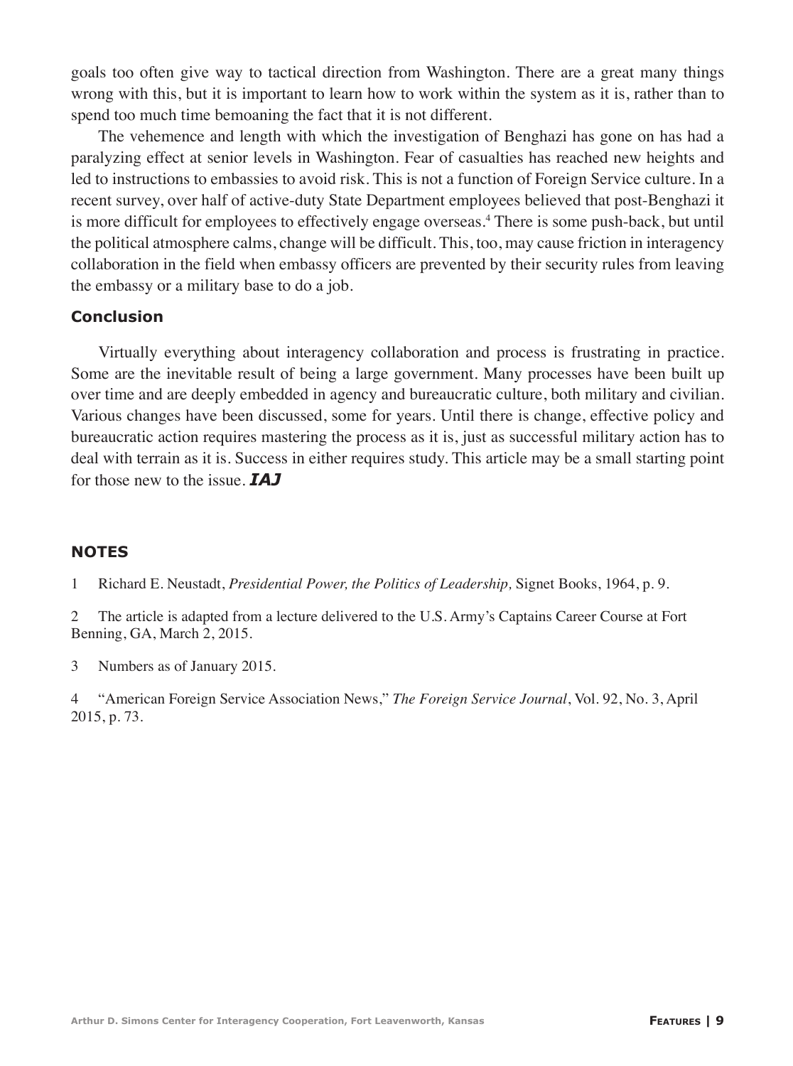goals too often give way to tactical direction from Washington. There are a great many things wrong with this, but it is important to learn how to work within the system as it is, rather than to spend too much time bemoaning the fact that it is not different.

The vehemence and length with which the investigation of Benghazi has gone on has had a paralyzing effect at senior levels in Washington. Fear of casualties has reached new heights and led to instructions to embassies to avoid risk. This is not a function of Foreign Service culture. In a recent survey, over half of active-duty State Department employees believed that post-Benghazi it is more difficult for employees to effectively engage overseas.[4] There is some push-back, but until the political atmosphere calms, change will be difficult. This, too, may cause friction in interagency collaboration in the field when embassy officers are prevented by their security rules from leaving the embassy or a military base to do a job.

## Conclusion

Virtually everything about interagency collaboration and process is frustrating in practice. Some are the inevitable result of being a large government. Many processes have been built up over time and are deeply embedded in agency and bureaucratic culture, both military and civilian. Various changes have been discussed, some for years. Until there is change, effective policy and bureaucratic action requires mastering the process as it is, just as successful military action has to deal with terrain as it is. Success in either requires study. This article may be a small starting point for those new to the issue. ***IAJ***

## NOTES

1 Richard E. Neustadt, *Presidential Power, the Politics of Leadership,* Signet Books, 1964, p. 9.

2 The article is adapted from a lecture delivered to the U.S. Army's Captains Career Course at Fort Benning, GA, March 2, 2015.

3 Numbers as of January 2015.

4 "American Foreign Service Association News," *The Foreign Service Journal*, Vol. 92, No. 3, April 2015, p. 73.